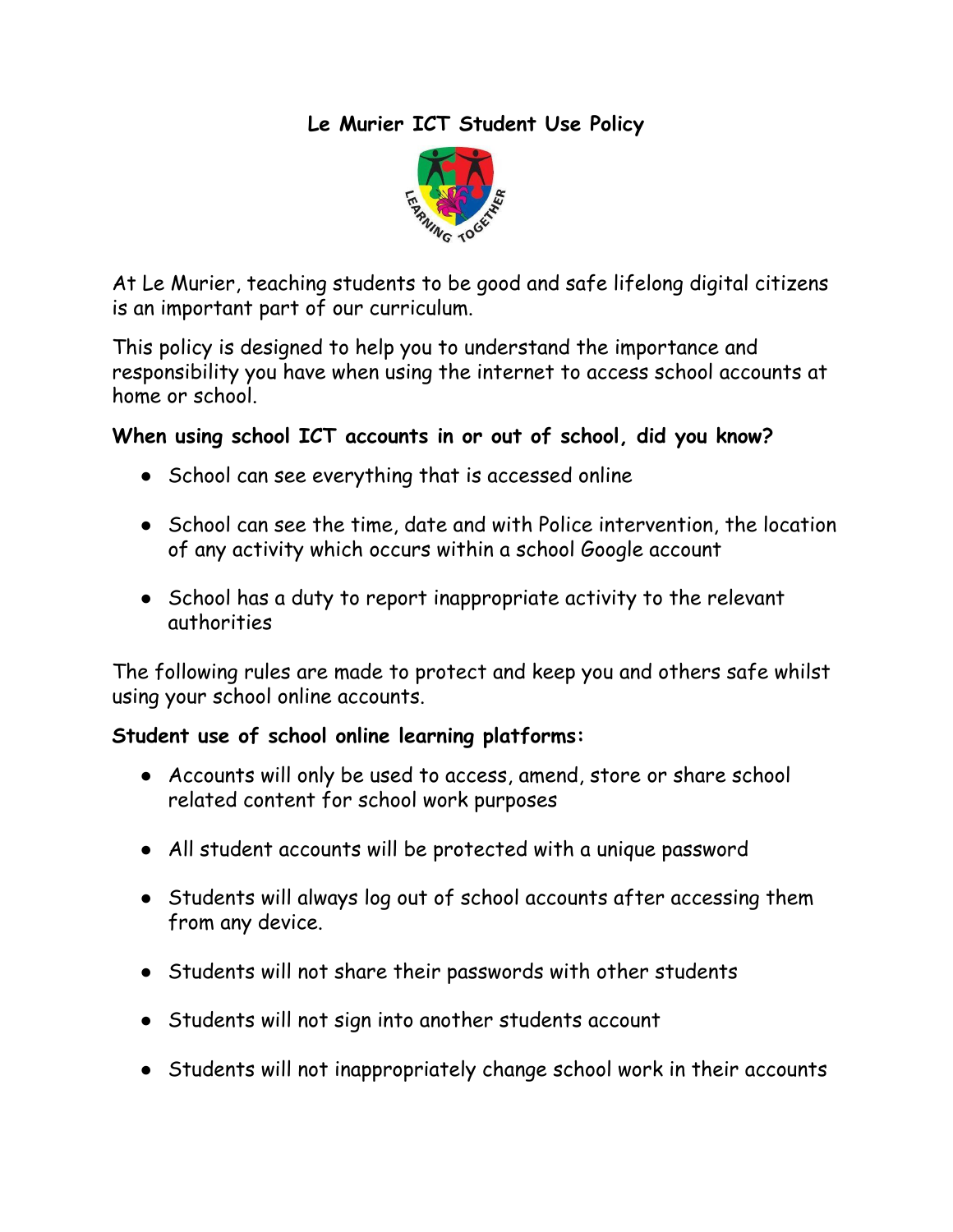# Le Murier ICT Student Use Policy

At Le Murier, teaching students to be good and safe lifelong digital citizens is an important part of our curriculum.

This policy is designed to help you to understand the importance and responsibility you have when using the internet to access school accounts at home or school.

**When using school ICT accounts in or out of school, did you know?**

- School can see everything that is accessed online
- School can see the time, date and with Police intervention, the location of any activity which occurs within a school Google account
- School has a duty to report inappropriate activity to the relevant authorities

The following rules are made to protect and keep you and others safe whilst using your school online accounts.

**Student use of school online learning platforms:**

- Accounts will only be used to access, amend, store or share school related content for school work purposes
- All student accounts will be protected with a unique password
- Students will always log out of school accounts after accessing them from any device.
- Students will not share their passwords with other students
- Students will not sign into another students account
- Students will not inappropriately change school work in their accounts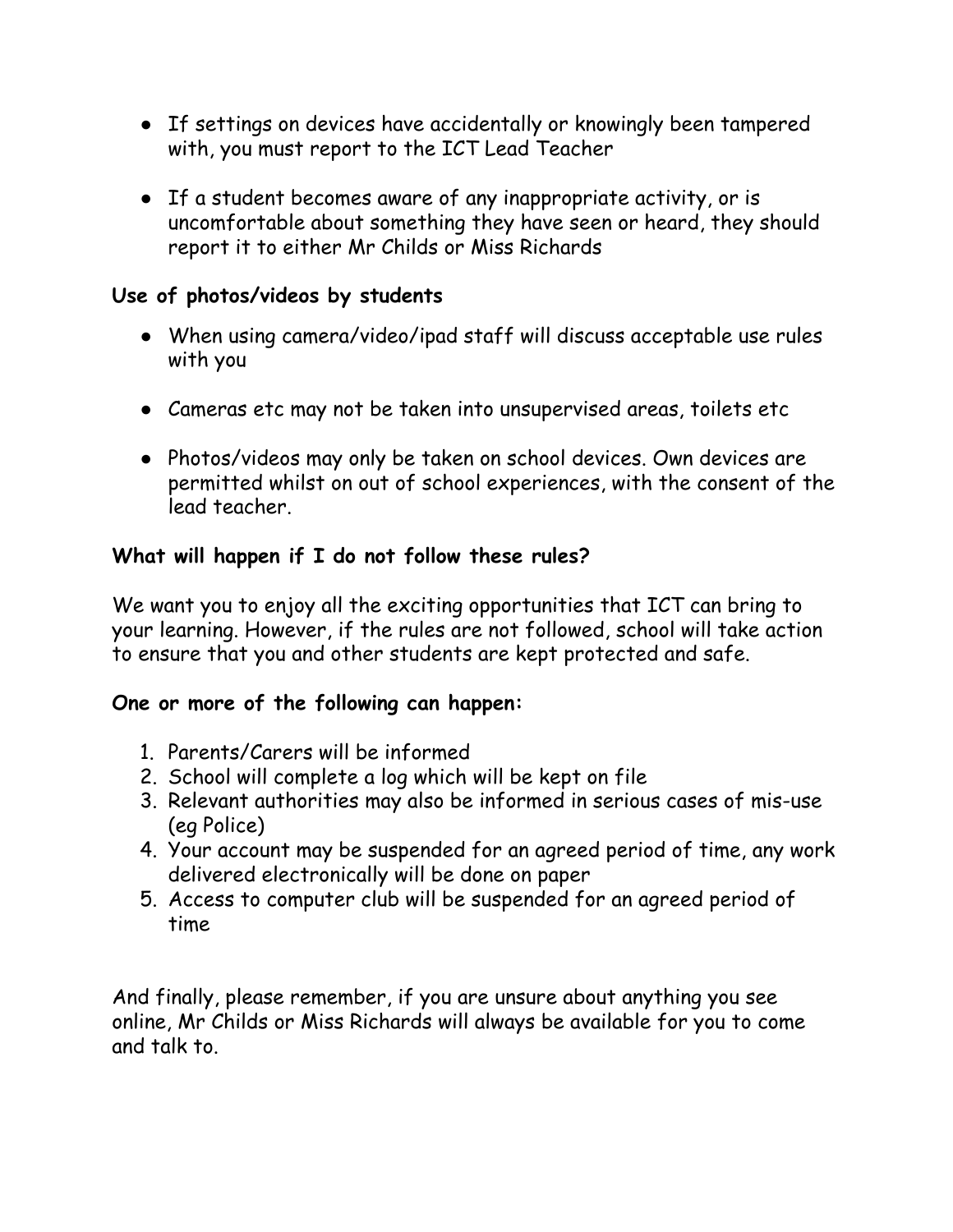- If settings on devices have accidentally or knowingly been tampered with, you must report to the ICT Lead Teacher

- If a student becomes aware of any inappropriate activity, or is uncomfortable about something they have seen or heard, they should report it to either Mr Childs or Miss Richards

**Use of photos/videos by students**

- When using camera/video/ipad staff will discuss acceptable use rules with you

- Cameras etc may not be taken into unsupervised areas, toilets etc

- Photos/videos may only be taken on school devices. Own devices are permitted whilst on out of school experiences, with the consent of the lead teacher.

**What will happen if I do not follow these rules?**

We want you to enjoy all the exciting opportunities that ICT can bring to your learning. However, if the rules are not followed, school will take action to ensure that you and other students are kept protected and safe.

**One or more of the following can happen:**

1. Parents/Carers will be informed
2. School will complete a log which will be kept on file
3. Relevant authorities may also be informed in serious cases of mis-use (eg Police)
4. Your account may be suspended for an agreed period of time, any work delivered electronically will be done on paper
5. Access to computer club will be suspended for an agreed period of time

And finally, please remember, if you are unsure about anything you see online, Mr Childs or Miss Richards will always be available for you to come and talk to.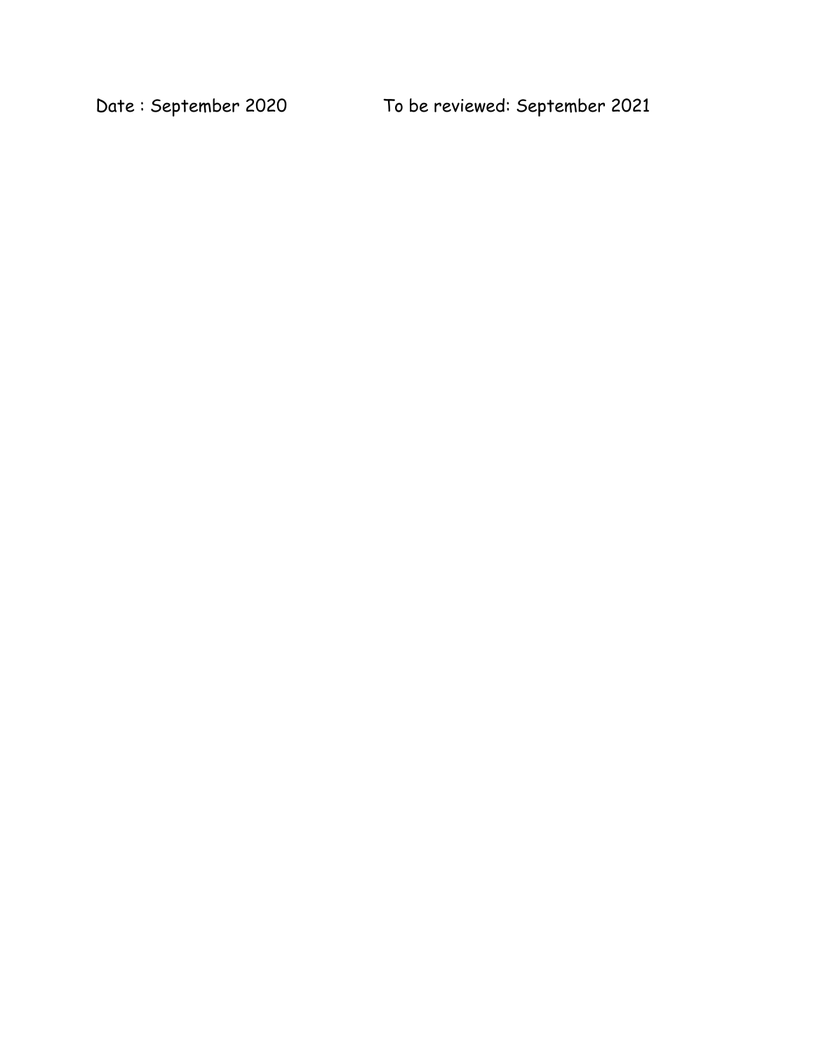Date : September 2020 To be reviewed: September 2021